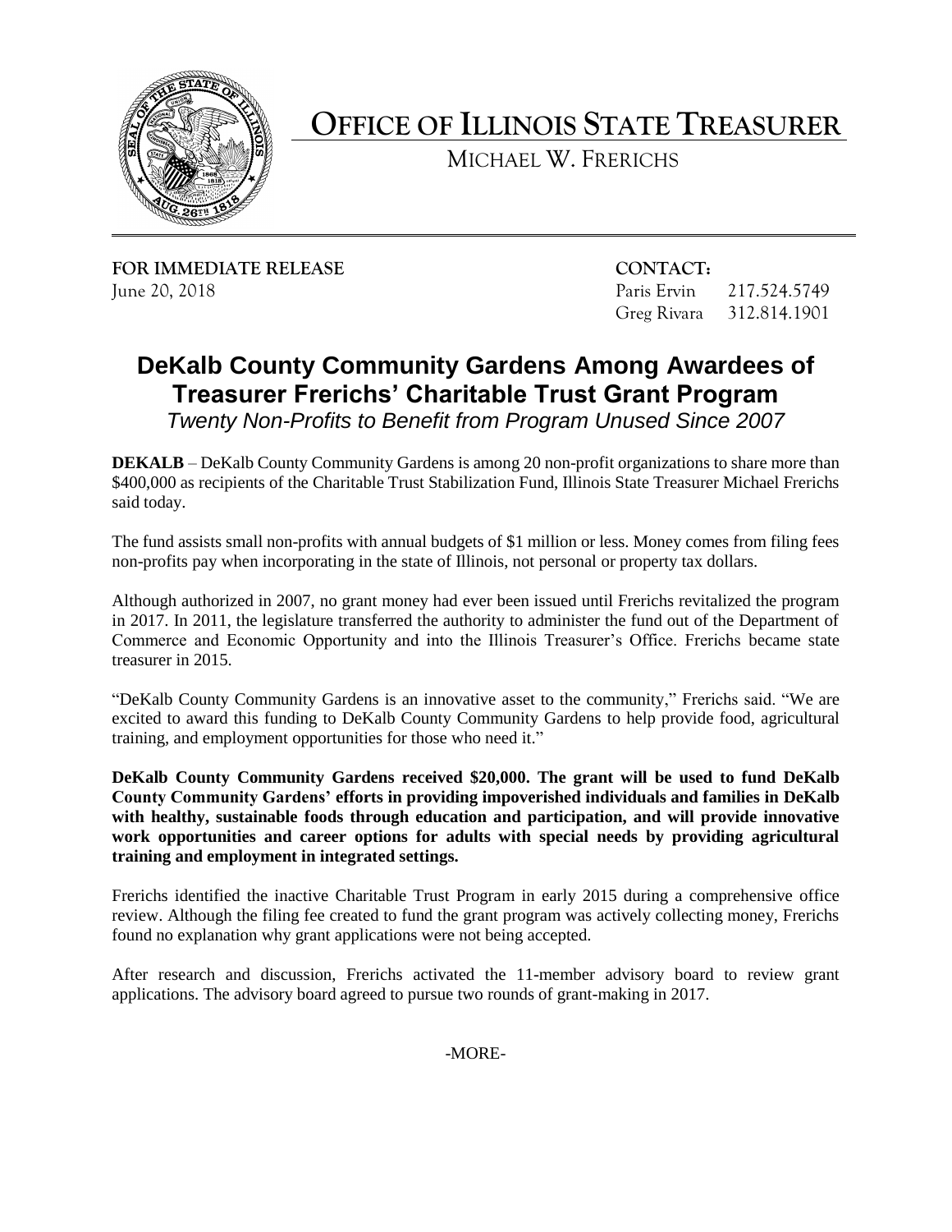# OFFICE OF ILLINOIS STATE TREASURER

MICHAEL W. FRERICHS

**FOR IMMEDIATE RELEASE**
June 20, 2018

**CONTACT:**
Paris Ervin 217.524.5749
Greg Rivara 312.814.1901

## DeKalb County Community Gardens Among Awardees of Treasurer Frerichs' Charitable Trust Grant Program

*Twenty Non-Profits to Benefit from Program Unused Since 2007*

**DEKALB** – DeKalb County Community Gardens is among 20 non-profit organizations to share more than $400,000 as recipients of the Charitable Trust Stabilization Fund, Illinois State Treasurer Michael Frerichs said today.

The fund assists small non-profits with annual budgets of $1 million or less. Money comes from filing fees non-profits pay when incorporating in the state of Illinois, not personal or property tax dollars.

Although authorized in 2007, no grant money had ever been issued until Frerichs revitalized the program in 2017. In 2011, the legislature transferred the authority to administer the fund out of the Department of Commerce and Economic Opportunity and into the Illinois Treasurer's Office. Frerichs became state treasurer in 2015.

"DeKalb County Community Gardens is an innovative asset to the community," Frerichs said. "We are excited to award this funding to DeKalb County Community Gardens to help provide food, agricultural training, and employment opportunities for those who need it."

**DeKalb County Community Gardens received $20,000. The grant will be used to fund DeKalb County Community Gardens' efforts in providing impoverished individuals and families in DeKalb with healthy, sustainable foods through education and participation, and will provide innovative work opportunities and career options for adults with special needs by providing agricultural training and employment in integrated settings.**

Frerichs identified the inactive Charitable Trust Program in early 2015 during a comprehensive office review. Although the filing fee created to fund the grant program was actively collecting money, Frerichs found no explanation why grant applications were not being accepted.

After research and discussion, Frerichs activated the 11-member advisory board to review grant applications. The advisory board agreed to pursue two rounds of grant-making in 2017.

-MORE-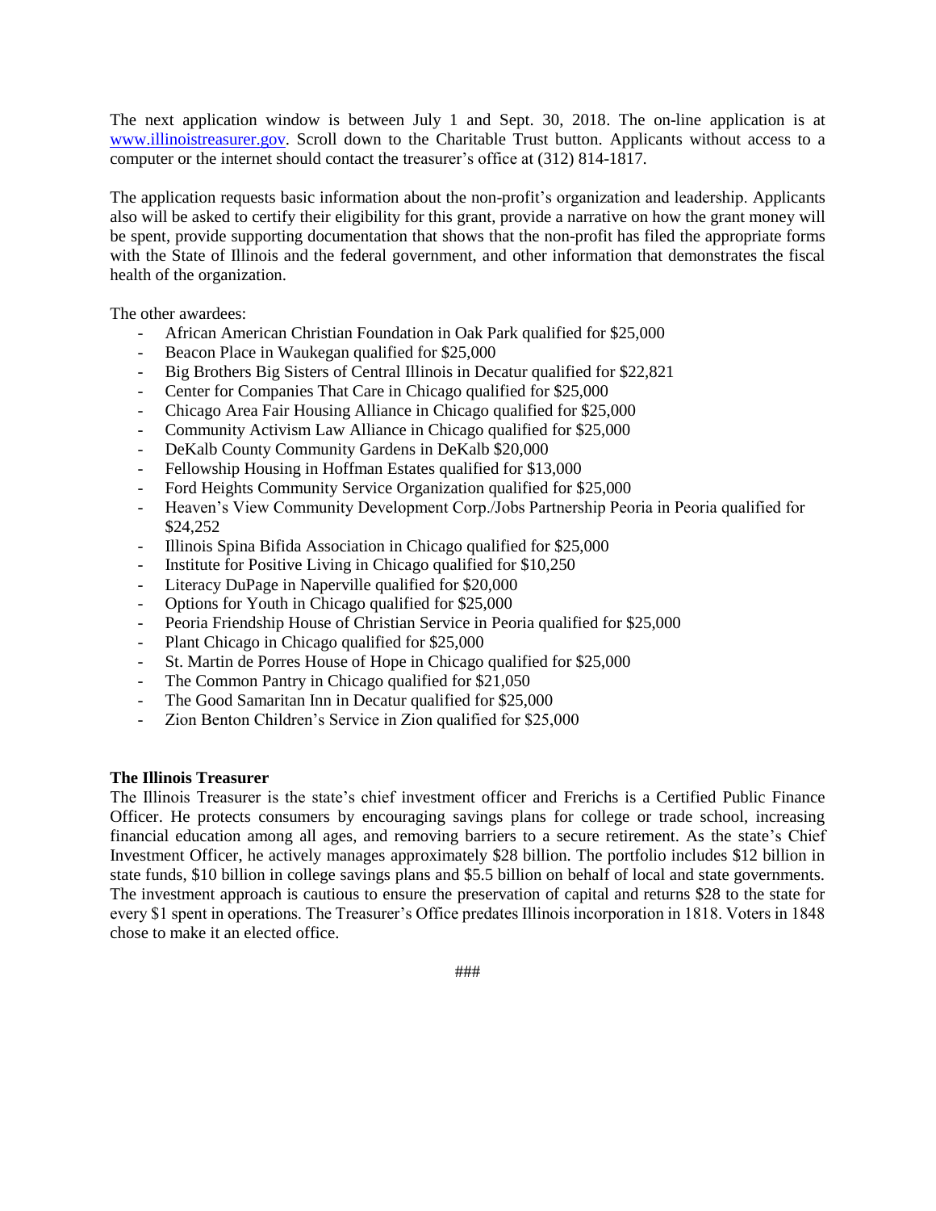The next application window is between July 1 and Sept. 30, 2018. The on-line application is at [www.illinoistreasurer.gov](http://www.illinoistreasurer.gov). Scroll down to the Charitable Trust button. Applicants without access to a computer or the internet should contact the treasurer's office at (312) 814-1817.

The application requests basic information about the non-profit's organization and leadership. Applicants also will be asked to certify their eligibility for this grant, provide a narrative on how the grant money will be spent, provide supporting documentation that shows that the non-profit has filed the appropriate forms with the State of Illinois and the federal government, and other information that demonstrates the fiscal health of the organization.

The other awardees:

- African American Christian Foundation in Oak Park qualified for $25,000
- Beacon Place in Waukegan qualified for $25,000
- Big Brothers Big Sisters of Central Illinois in Decatur qualified for $22,821
- Center for Companies That Care in Chicago qualified for $25,000
- Chicago Area Fair Housing Alliance in Chicago qualified for $25,000
- Community Activism Law Alliance in Chicago qualified for $25,000
- DeKalb County Community Gardens in DeKalb $20,000
- Fellowship Housing in Hoffman Estates qualified for $13,000
- Ford Heights Community Service Organization qualified for $25,000
- Heaven's View Community Development Corp./Jobs Partnership Peoria in Peoria qualified for $24,252
- Illinois Spina Bifida Association in Chicago qualified for $25,000
- Institute for Positive Living in Chicago qualified for $10,250
- Literacy DuPage in Naperville qualified for $20,000
- Options for Youth in Chicago qualified for $25,000
- Peoria Friendship House of Christian Service in Peoria qualified for $25,000
- Plant Chicago in Chicago qualified for $25,000
- St. Martin de Porres House of Hope in Chicago qualified for $25,000
- The Common Pantry in Chicago qualified for $21,050
- The Good Samaritan Inn in Decatur qualified for $25,000
- Zion Benton Children's Service in Zion qualified for $25,000

**The Illinois Treasurer**

The Illinois Treasurer is the state's chief investment officer and Frerichs is a Certified Public Finance Officer. He protects consumers by encouraging savings plans for college or trade school, increasing financial education among all ages, and removing barriers to a secure retirement. As the state's Chief Investment Officer, he actively manages approximately $28 billion. The portfolio includes $12 billion in state funds, $10 billion in college savings plans and $5.5 billion on behalf of local and state governments. The investment approach is cautious to ensure the preservation of capital and returns $28 to the state for every $1 spent in operations. The Treasurer's Office predates Illinois incorporation in 1818. Voters in 1848 chose to make it an elected office.

###